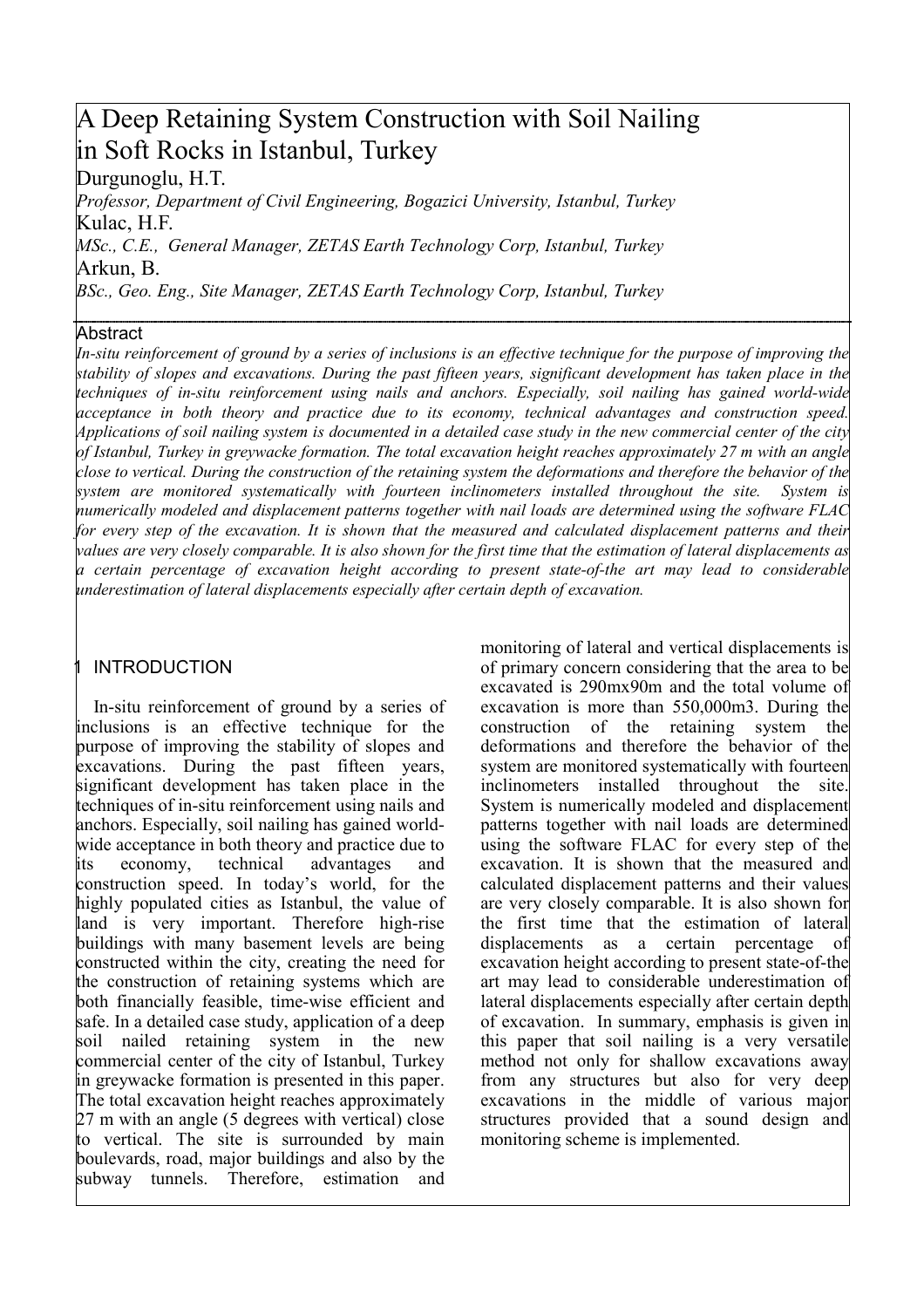# A Deep Retaining System Construction with Soil Nailing in Soft Rocks in Istanbul, Turkey

Durgunoglu, H.T.

*Professor, Department of Civil Engineering, Bogazici University, Istanbul, Turkey*

Kulac, H.F.

*MSc., C.E., General Manager, ZETAS Earth Technology Corp, Istanbul, Turkey*

Arkun, B.

*BSc., Geo. Eng., Site Manager, ZETAS Earth Technology Corp, Istanbul, Turkey*

## Abstract

*In-situ reinforcement of ground by a series of inclusions is an effective technique for the purpose of improving the stability of slopes and excavations. During the past fifteen years, significant development has taken place in the techniques of in-situ reinforcement using nails and anchors. Especially, soil nailing has gained world-wide acceptance in both theory and practice due to its economy, technical advantages and construction speed. Applications of soil nailing system is documented in a detailed case study in the new commercial center of the city of Istanbul, Turkey in greywacke formation. The total excavation height reaches approximately 27 m with an angle close to vertical. During the construction of the retaining system the deformations and therefore the behavior of the system are monitored systematically with fourteen inclinometers installed throughout the site. System is numerically modeled and displacement patterns together with nail loads are determined using the software FLAC for every step of the excavation. It is shown that the measured and calculated displacement patterns and their values are very closely comparable. It is also shown for the first time that the estimation of lateral displacements as a certain percentage of excavation height according to present state-of-the art may lead to considerable underestimation of lateral displacements especially after certain depth of excavation.*

## 1 INTRODUCTION

In-situ reinforcement of ground by a series of inclusions is an effective technique for the purpose of improving the stability of slopes and excavations. During the past fifteen years, significant development has taken place in the techniques of in-situ reinforcement using nails and anchors. Especially, soil nailing has gained world-wide acceptance in both theory and practice due to its economy, technical advantages and construction speed. In today's world, for the highly populated cities as Istanbul, the value of land is very important. Therefore high-rise buildings with many basement levels are being constructed within the city, creating the need for the construction of retaining systems which are both financially feasible, time-wise efficient and safe. In a detailed case study, application of a deep soil nailed retaining system in the new commercial center of the city of Istanbul, Turkey in greywacke formation is presented in this paper. The total excavation height reaches approximately 27 m with an angle (5 degrees with vertical) close to vertical. The site is surrounded by main boulevards, road, major buildings and also by the subway tunnels. Therefore, estimation and monitoring of lateral and vertical displacements is of primary concern considering that the area to be excavated is 290mx90m and the total volume of excavation is more than 550,000m3. During the construction of the retaining system the deformations and therefore the behavior of the system are monitored systematically with fourteen inclinometers installed throughout the site. System is numerically modeled and displacement patterns together with nail loads are determined using the software FLAC for every step of the excavation. It is shown that the measured and calculated displacement patterns and their values are very closely comparable. It is also shown for the first time that the estimation of lateral displacements as a certain percentage of excavation height according to present state-of-the art may lead to considerable underestimation of lateral displacements especially after certain depth of excavation. In summary, emphasis is given in this paper that soil nailing is a very versatile method not only for shallow excavations away from any structures but also for very deep excavations in the middle of various major structures provided that a sound design and monitoring scheme is implemented.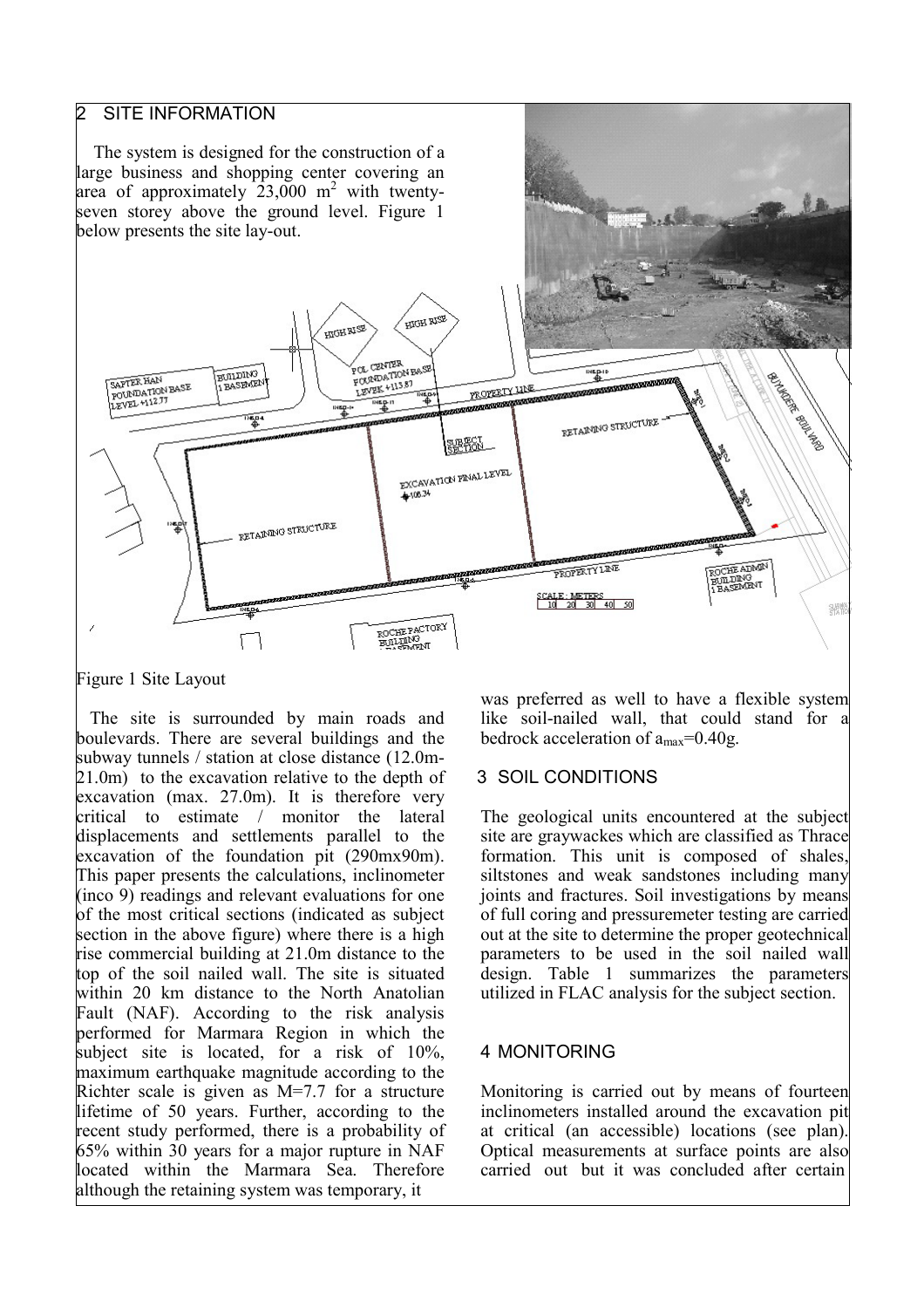## 2 SITE INFORMATION

The system is designed for the construction of a large business and shopping center covering an area of approximately 23,000 m$^2$ with twenty-seven storey above the ground level. Figure 1 below presents the site lay-out.

Figure 1 Site Layout

The site is surrounded by main roads and boulevards. There are several buildings and the subway tunnels / station at close distance (12.0m-21.0m) to the excavation relative to the depth of excavation (max. 27.0m). It is therefore very critical to estimate / monitor the lateral displacements and settlements parallel to the excavation of the foundation pit (290mx90m). This paper presents the calculations, inclinometer (inco 9) readings and relevant evaluations for one of the most critical sections (indicated as subject section in the above figure) where there is a high rise commercial building at 21.0m distance to the top of the soil nailed wall. The site is situated within 20 km distance to the North Anatolian Fault (NAF). According to the risk analysis performed for Marmara Region in which the subject site is located, for a risk of 10%, maximum earthquake magnitude according to the Richter scale is given as M=7.7 for a structure lifetime of 50 years. Further, according to the recent study performed, there is a probability of 65% within 30 years for a major rupture in NAF located within the Marmara Sea. Therefore although the retaining system was temporary, it was preferred as well to have a flexible system like soil-nailed wall, that could stand for a bedrock acceleration of $a_{max}$=0.40g.

## 3 SOIL CONDITIONS

The geological units encountered at the subject site are graywackes which are classified as Thrace formation. This unit is composed of shales, siltstones and weak sandstones including many joints and fractures. Soil investigations by means of full coring and pressuremeter testing are carried out at the site to determine the proper geotechnical parameters to be used in the soil nailed wall design. Table 1 summarizes the parameters utilized in FLAC analysis for the subject section.

## 4 MONITORING

Monitoring is carried out by means of fourteen inclinometers installed around the excavation pit at critical (an accessible) locations (see plan). Optical measurements at surface points are also carried out but it was concluded after certain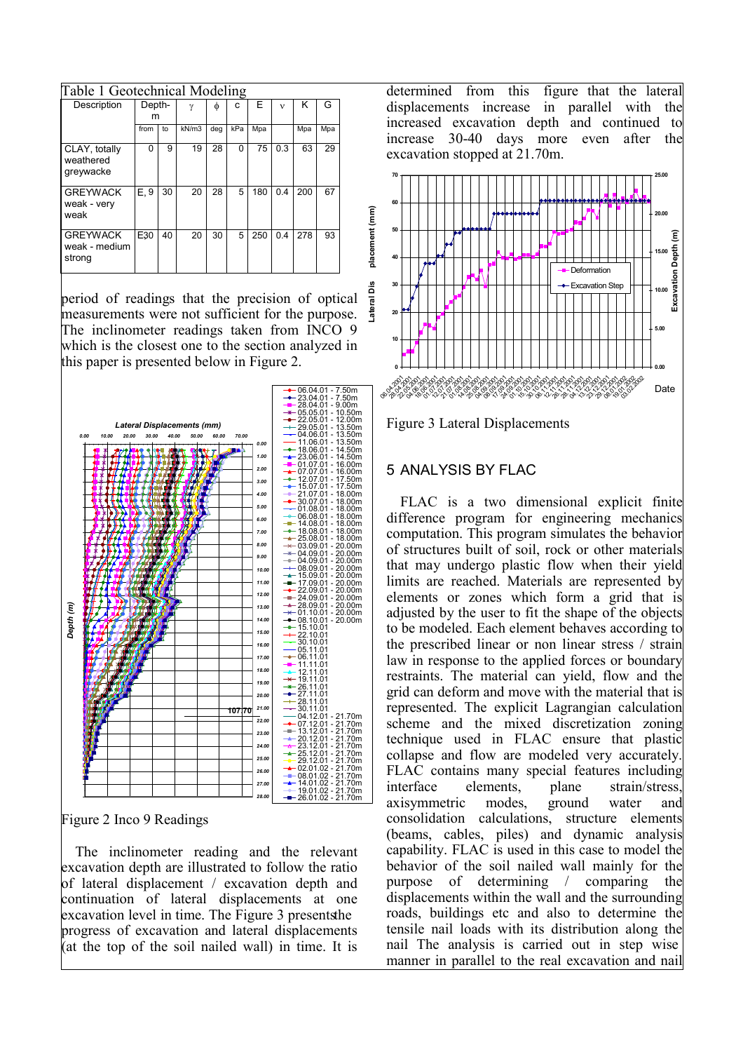Table 1 Geotechnical Modeling

| Description | Depth-m | | γ | φ | c | E | ν | K | G |
|---|---|---|---|---|---|---|---|---|---|
| | from | to | kN/m3 | deg | kPa | Mpa | | Mpa | Mpa |
| CLAY, totally weathered greywacke | 0 | 9 | 19 | 28 | 0 | 75 | 0.3 | 63 | 29 |
| GREYWACK weak - very weak | E, 9 | 30 | 20 | 28 | 5 | 180 | 0.4 | 200 | 67 |
| GREYWACK weak - medium strong | E30 | 40 | 20 | 30 | 5 | 250 | 0.4 | 278 | 93 |

period of readings that the precision of optical measurements were not sufficient for the purpose. The inclinometer readings taken from INCO 9 which is the closest one to the section analyzed in this paper is presented below in Figure 2.

Figure 2 Inco 9 Readings

The inclinometer reading and the relevant excavation depth are illustrated to follow the ratio of lateral displacement / excavation depth and continuation of lateral displacements at one excavation level in time. The Figure 3 presents the progress of excavation and lateral displacements (at the top of the soil nailed wall) in time. It is determined from this figure that the lateral displacements increase in parallel with the increased excavation depth and continued to increase 30-40 days more even after the excavation stopped at 21.70m.

Figure 3 Lateral Displacements

## 5 ANALYSIS BY FLAC

FLAC is a two dimensional explicit finite difference program for engineering mechanics computation. This program simulates the behavior of structures built of soil, rock or other materials that may undergo plastic flow when their yield limits are reached. Materials are represented by elements or zones which form a grid that is adjusted by the user to fit the shape of the objects to be modeled. Each element behaves according to the prescribed linear or non linear stress / strain law in response to the applied forces or boundary restraints. The material can yield, flow and the grid can deform and move with the material that is represented. The explicit Lagrangian calculation scheme and the mixed discretization zoning technique used in FLAC ensure that plastic collapse and flow are modeled very accurately. FLAC contains many special features including interface elements, plane strain/stress, axisymmetric modes, ground water and consolidation calculations, structure elements (beams, cables, piles) and dynamic analysis capability. FLAC is used in this case to model the behavior of the soil nailed wall mainly for the purpose of determining / comparing the displacements within the wall and the surrounding roads, buildings etc and also to determine the tensile nail loads with its distribution along the nail The analysis is carried out in step wise manner in parallel to the real excavation and nail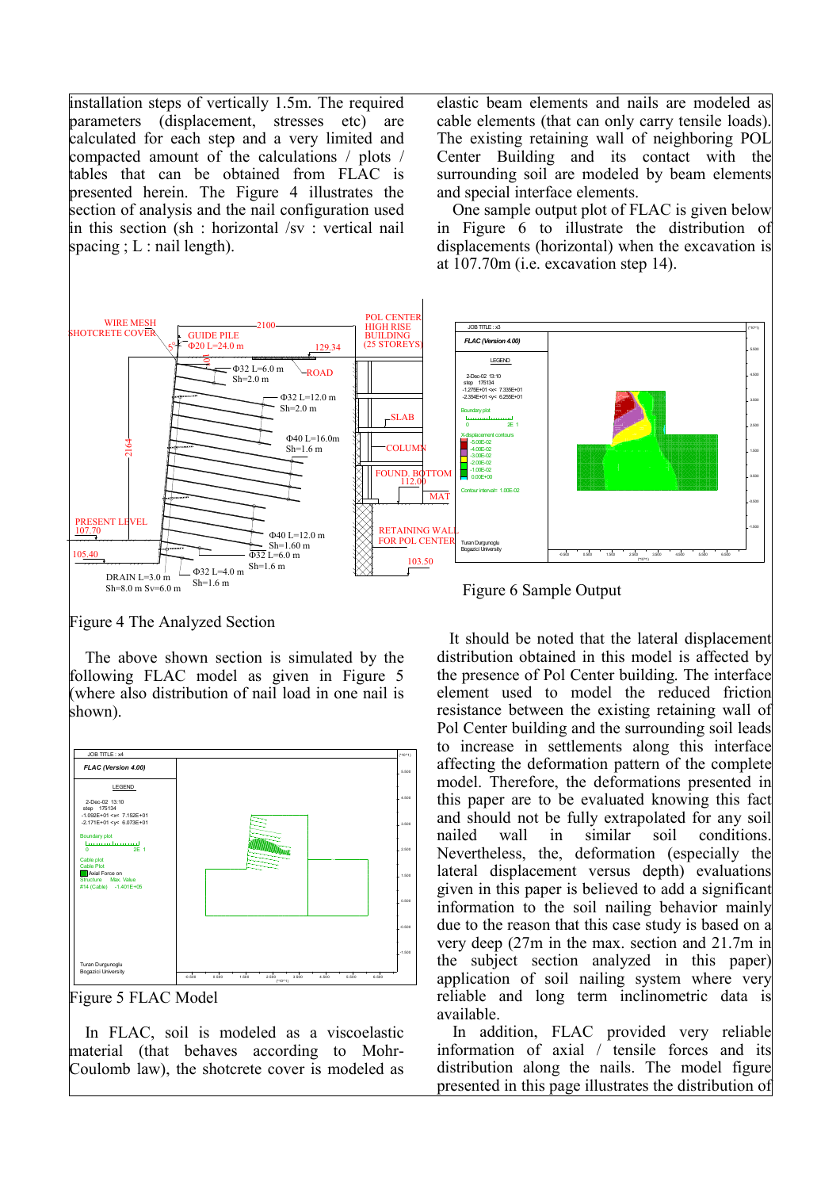installation steps of vertically 1.5m. The required parameters (displacement, stresses etc) are calculated for each step and a very limited and compacted amount of the calculations / plots / tables that can be obtained from FLAC is presented herein. The Figure 4 illustrates the section of analysis and the nail configuration used in this section (sh : horizontal /sv : vertical nail spacing ; L : nail length).

Figure 4 The Analyzed Section

The above shown section is simulated by the following FLAC model as given in Figure 5 (where also distribution of nail load in one nail is shown).

Figure 5 FLAC Model

In FLAC, soil is modeled as a viscoelastic material (that behaves according to Mohr-Coulomb law), the shotcrete cover is modeled as elastic beam elements and nails are modeled as cable elements (that can only carry tensile loads). The existing retaining wall of neighboring POL Center Building and its contact with the surrounding soil are modeled by beam elements and special interface elements.

One sample output plot of FLAC is given below in Figure 6 to illustrate the distribution of displacements (horizontal) when the excavation is at 107.70m (i.e. excavation step 14).

Figure 6 Sample Output

It should be noted that the lateral displacement distribution obtained in this model is affected by the presence of Pol Center building. The interface element used to model the reduced friction resistance between the existing retaining wall of Pol Center building and the surrounding soil leads to increase in settlements along this interface affecting the deformation pattern of the complete model. Therefore, the deformations presented in this paper are to be evaluated knowing this fact and should not be fully extrapolated for any soil nailed wall in similar soil conditions. Nevertheless, the, deformation (especially the lateral displacement versus depth) evaluations given in this paper is believed to add a significant information to the soil nailing behavior mainly due to the reason that this case study is based on a very deep (27m in the max. section and 21.7m in the subject section analyzed in this paper) application of soil nailing system where very reliable and long term inclinometric data is available.

In addition, FLAC provided very reliable information of axial / tensile forces and its distribution along the nails. The model figure presented in this page illustrates the distribution of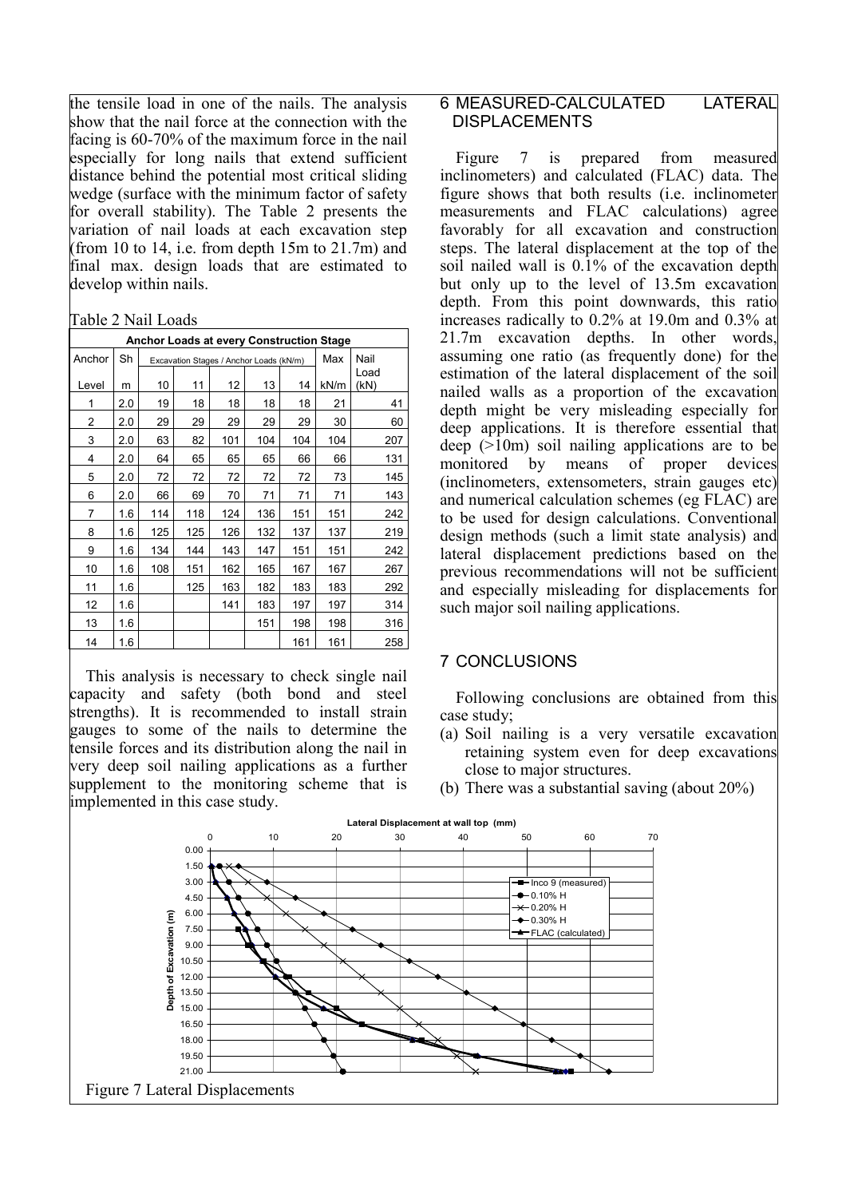the tensile load in one of the nails. The analysis show that the nail force at the connection with the facing is 60-70% of the maximum force in the nail especially for long nails that extend sufficient distance behind the potential most critical sliding wedge (surface with the minimum factor of safety for overall stability). The Table 2 presents the variation of nail loads at each excavation step (from 10 to 14, i.e. from depth 15m to 21.7m) and final max. design loads that are estimated to develop within nails.

Table 2 Nail Loads

| Anchor Loads at every Construction Stage | | | | | | | | |
|---|---|---|---|---|---|---|---|---|
| Anchor | Sh | Excavation Stages / Anchor Loads (kN/m) | | | | | Max | Nail Load |
| Level | m | 10 | 11 | 12 | 13 | 14 | kN/m | (kN) |
| 1 | 2.0 | 19 | 18 | 18 | 18 | 18 | 21 | 41 |
| 2 | 2.0 | 29 | 29 | 29 | 29 | 29 | 30 | 60 |
| 3 | 2.0 | 63 | 82 | 101 | 104 | 104 | 104 | 207 |
| 4 | 2.0 | 64 | 65 | 65 | 65 | 66 | 66 | 131 |
| 5 | 2.0 | 72 | 72 | 72 | 72 | 72 | 73 | 145 |
| 6 | 2.0 | 66 | 69 | 70 | 71 | 71 | 71 | 143 |
| 7 | 1.6 | 114 | 118 | 124 | 136 | 151 | 151 | 242 |
| 8 | 1.6 | 125 | 125 | 126 | 132 | 137 | 137 | 219 |
| 9 | 1.6 | 134 | 144 | 143 | 147 | 151 | 151 | 242 |
| 10 | 1.6 | 108 | 151 | 162 | 165 | 167 | 167 | 267 |
| 11 | 1.6 | | 125 | 163 | 182 | 183 | 183 | 292 |
| 12 | 1.6 | | | 141 | 183 | 197 | 197 | 314 |
| 13 | 1.6 | | | | 151 | 198 | 198 | 316 |
| 14 | 1.6 | | | | | 161 | 161 | 258 |

This analysis is necessary to check single nail capacity and safety (both bond and steel strengths). It is recommended to install strain gauges to some of the nails to determine the tensile forces and its distribution along the nail in very deep soil nailing applications as a further supplement to the monitoring scheme that is implemented in this case study.

## 6 MEASURED-CALCULATED LATERAL DISPLACEMENTS

Figure 7 is prepared from measured inclinometers) and calculated (FLAC) data. The figure shows that both results (i.e. inclinometer measurements and FLAC calculations) agree favorably for all excavation and construction steps. The lateral displacement at the top of the soil nailed wall is 0.1% of the excavation depth but only up to the level of 13.5m excavation depth. From this point downwards, this ratio increases radically to 0.2% at 19.0m and 0.3% at 21.7m excavation depths. In other words, assuming one ratio (as frequently done) for the estimation of the lateral displacement of the soil nailed walls as a proportion of the excavation depth might be very misleading especially for deep applications. It is therefore essential that deep (>10m) soil nailing applications are to be monitored by means of proper devices (inclinometers, extensometers, strain gauges etc) and numerical calculation schemes (eg FLAC) are to be used for design calculations. Conventional design methods (such a limit state analysis) and lateral displacement predictions based on the previous recommendations will not be sufficient and especially misleading for displacements for such major soil nailing applications.

## 7 CONCLUSIONS

Following conclusions are obtained from this case study;

(a) Soil nailing is a very versatile excavation retaining system even for deep excavations close to major structures.
(b) There was a substantial saving (about 20%)

Figure 7 Lateral Displacements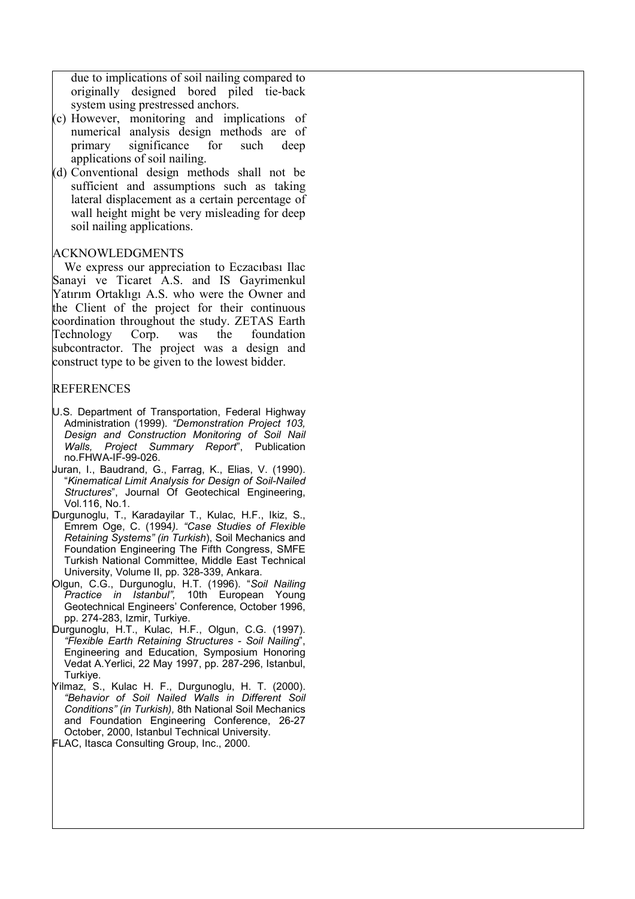due to implications of soil nailing compared to originally designed bored piled tie-back system using prestressed anchors.

(c) However, monitoring and implications of numerical analysis design methods are of primary significance for such deep applications of soil nailing.

(d) Conventional design methods shall not be sufficient and assumptions such as taking lateral displacement as a certain percentage of wall height might be very misleading for deep soil nailing applications.

## ACKNOWLEDGMENTS

We express our appreciation to Eczacıbası Ilac Sanayi ve Ticaret A.S. and IS Gayrimenkul Yatırım Ortaklıgı A.S. who were the Owner and the Client of the project for their continuous coordination throughout the study. ZETAS Earth Technology Corp. was the foundation subcontractor. The project was a design and construct type to be given to the lowest bidder.

## REFERENCES

U.S. Department of Transportation, Federal Highway Administration (1999). *"Demonstration Project 103, Design and Construction Monitoring of Soil Nail Walls, Project Summary Report*", Publication no.FHWA-IF-99-026.

Juran, I., Baudrand, G., Farrag, K., Elias, V. (1990). "*Kinematical Limit Analysis for Design of Soil-Nailed Structures*", Journal Of Geotechical Engineering, Vol.116, No.1.

Durgunoglu, T., Karadayilar T., Kulac, H.F., Ikiz, S., Emrem Oge, C. (1994). *"Case Studies of Flexible Retaining Systems" (in Turkish*), Soil Mechanics and Foundation Engineering The Fifth Congress, SMFE Turkish National Committee, Middle East Technical University, Volume II, pp. 328-339, Ankara.

Olgun, C.G., Durgunoglu, H.T. (1996). "*Soil Nailing Practice in Istanbul",* 10th European Young Geotechnical Engineers' Conference, October 1996, pp. 274-283, Izmir, Turkiye.

Durgunoglu, H.T., Kulac, H.F., Olgun, C.G. (1997). *"Flexible Earth Retaining Structures - Soil Nailing*", Engineering and Education, Symposium Honoring Vedat A.Yerlici, 22 May 1997, pp. 287-296, Istanbul, Turkiye.

Yilmaz, S., Kulac H. F., Durgunoglu, H. T. (2000). *"Behavior of Soil Nailed Walls in Different Soil Conditions" (in Turkish),* 8th National Soil Mechanics and Foundation Engineering Conference, 26-27 October, 2000, Istanbul Technical University.

FLAC, Itasca Consulting Group, Inc., 2000.